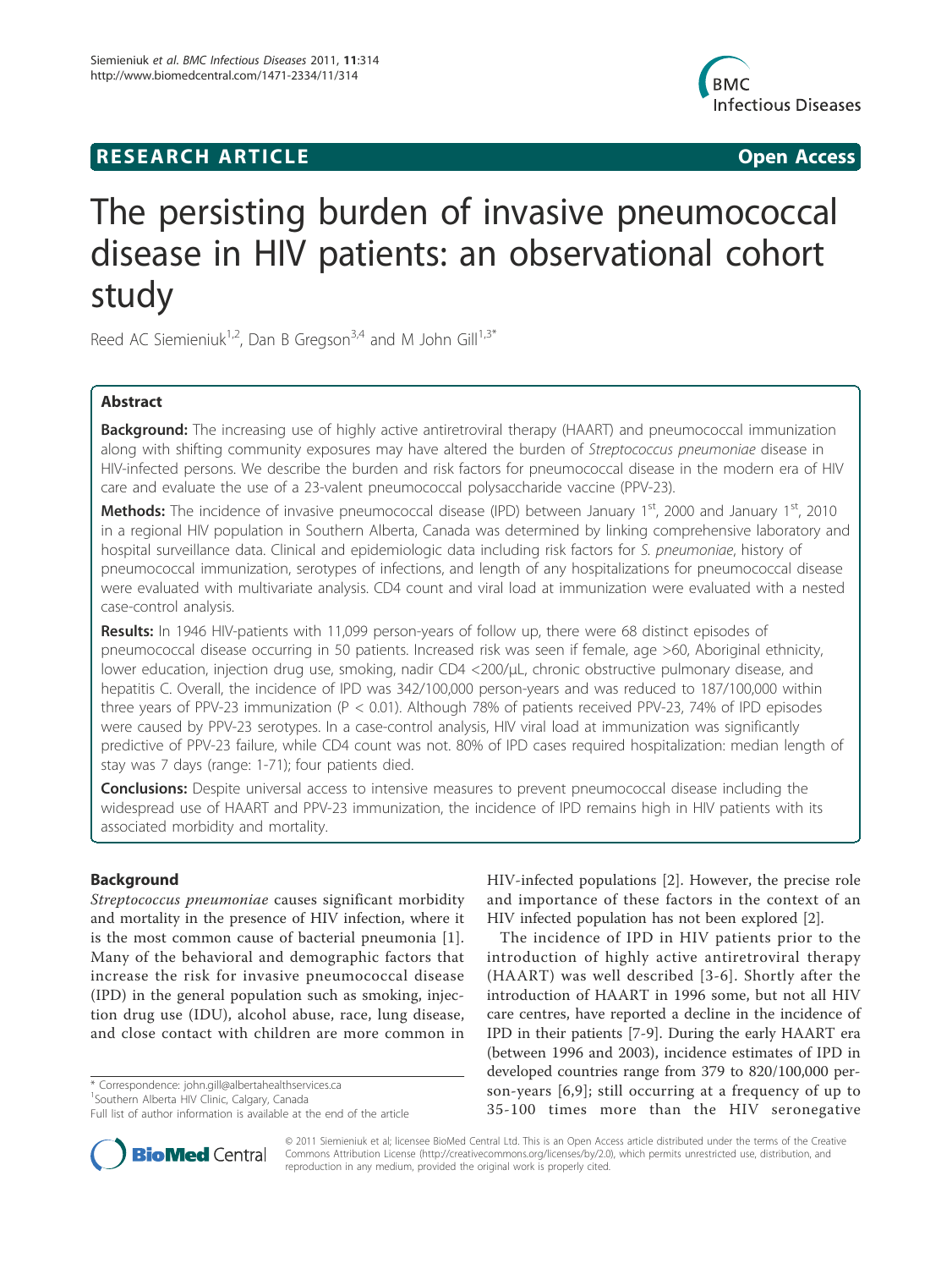**RESEARCH ARTICLE** **Open Access**

# The persisting burden of invasive pneumococcal disease in HIV patients: an observational cohort study

Reed AC Siemieniuk[1,2], Dan B Gregson[3,4] and M John Gill[1,3*]

## Abstract

**Background:** The increasing use of highly active antiretroviral therapy (HAART) and pneumococcal immunization along with shifting community exposures may have altered the burden of *Streptococcus pneumoniae* disease in HIV-infected persons. We describe the burden and risk factors for pneumococcal disease in the modern era of HIV care and evaluate the use of a 23-valent pneumococcal polysaccharide vaccine (PPV-23).

**Methods:** The incidence of invasive pneumococcal disease (IPD) between January 1st, 2000 and January 1st, 2010 in a regional HIV population in Southern Alberta, Canada was determined by linking comprehensive laboratory and hospital surveillance data. Clinical and epidemiologic data including risk factors for *S. pneumoniae*, history of pneumococcal immunization, serotypes of infections, and length of any hospitalizations for pneumococcal disease were evaluated with multivariate analysis. CD4 count and viral load at immunization were evaluated with a nested case-control analysis.

**Results:** In 1946 HIV-patients with 11,099 person-years of follow up, there were 68 distinct episodes of pneumococcal disease occurring in 50 patients. Increased risk was seen if female, age >60, Aboriginal ethnicity, lower education, injection drug use, smoking, nadir CD4 <200/μL, chronic obstructive pulmonary disease, and hepatitis C. Overall, the incidence of IPD was 342/100,000 person-years and was reduced to 187/100,000 within three years of PPV-23 immunization ($P < 0.01$). Although 78% of patients received PPV-23, 74% of IPD episodes were caused by PPV-23 serotypes. In a case-control analysis, HIV viral load at immunization was significantly predictive of PPV-23 failure, while CD4 count was not. 80% of IPD cases required hospitalization: median length of stay was 7 days (range: 1-71); four patients died.

**Conclusions:** Despite universal access to intensive measures to prevent pneumococcal disease including the widespread use of HAART and PPV-23 immunization, the incidence of IPD remains high in HIV patients with its associated morbidity and mortality.

## Background

*Streptococcus pneumoniae* causes significant morbidity and mortality in the presence of HIV infection, where it is the most common cause of bacterial pneumonia [1]. Many of the behavioral and demographic factors that increase the risk for invasive pneumococcal disease (IPD) in the general population such as smoking, injection drug use (IDU), alcohol abuse, race, lung disease, and close contact with children are more common in HIV-infected populations [2]. However, the precise role and importance of these factors in the context of an HIV infected population has not been explored [2].

The incidence of IPD in HIV patients prior to the introduction of highly active antiretroviral therapy (HAART) was well described [3-6]. Shortly after the introduction of HAART in 1996 some, but not all HIV care centres, have reported a decline in the incidence of IPD in their patients [7-9]. During the early HAART era (between 1996 and 2003), incidence estimates of IPD in developed countries range from 379 to 820/100,000 person-years [6,9]; still occurring at a frequency of up to 35-100 times more than the HIV seronegative

\* Correspondence: john.gill@albertahealthservices.ca
[1]Southern Alberta HIV Clinic, Calgary, Canada
Full list of author information is available at the end of the article

© 2011 Siemieniuk et al; licensee BioMed Central Ltd. This is an Open Access article distributed under the terms of the Creative Commons Attribution License (http://creativecommons.org/licenses/by/2.0), which permits unrestricted use, distribution, and reproduction in any medium, provided the original work is properly cited.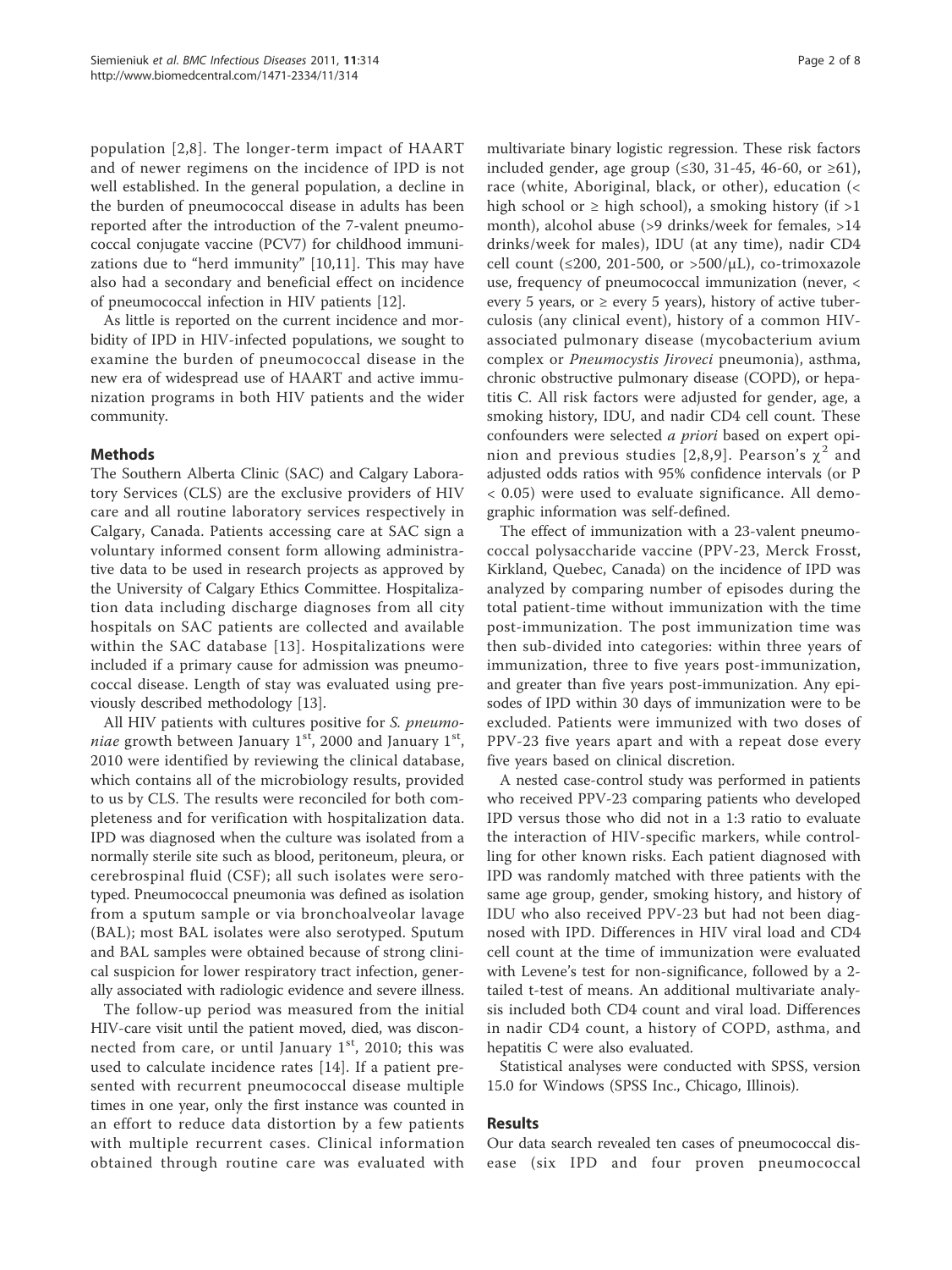population [2,8]. The longer-term impact of HAART and of newer regimens on the incidence of IPD is not well established. In the general population, a decline in the burden of pneumococcal disease in adults has been reported after the introduction of the 7-valent pneumococcal conjugate vaccine (PCV7) for childhood immunizations due to "herd immunity" [10,11]. This may have also had a secondary and beneficial effect on incidence of pneumococcal infection in HIV patients [12].

As little is reported on the current incidence and morbidity of IPD in HIV-infected populations, we sought to examine the burden of pneumococcal disease in the new era of widespread use of HAART and active immunization programs in both HIV patients and the wider community.

## Methods

The Southern Alberta Clinic (SAC) and Calgary Laboratory Services (CLS) are the exclusive providers of HIV care and all routine laboratory services respectively in Calgary, Canada. Patients accessing care at SAC sign a voluntary informed consent form allowing administrative data to be used in research projects as approved by the University of Calgary Ethics Committee. Hospitalization data including discharge diagnoses from all city hospitals on SAC patients are collected and available within the SAC database [13]. Hospitalizations were included if a primary cause for admission was pneumococcal disease. Length of stay was evaluated using previously described methodology [13].

All HIV patients with cultures positive for *S. pneumoniae* growth between January 1$^{st}$, 2000 and January 1$^{st}$, 2010 were identified by reviewing the clinical database, which contains all of the microbiology results, provided to us by CLS. The results were reconciled for both completeness and for verification with hospitalization data. IPD was diagnosed when the culture was isolated from a normally sterile site such as blood, peritoneum, pleura, or cerebrospinal fluid (CSF); all such isolates were serotyped. Pneumococcal pneumonia was defined as isolation from a sputum sample or via bronchoalveolar lavage (BAL); most BAL isolates were also serotyped. Sputum and BAL samples were obtained because of strong clinical suspicion for lower respiratory tract infection, generally associated with radiologic evidence and severe illness.

The follow-up period was measured from the initial HIV-care visit until the patient moved, died, was disconnected from care, or until January 1$^{st}$, 2010; this was used to calculate incidence rates [14]. If a patient presented with recurrent pneumococcal disease multiple times in one year, only the first instance was counted in an effort to reduce data distortion by a few patients with multiple recurrent cases. Clinical information obtained through routine care was evaluated with multivariate binary logistic regression. These risk factors included gender, age group (≤30, 31-45, 46-60, or ≥61), race (white, Aboriginal, black, or other), education (< high school or ≥ high school), a smoking history (if >1 month), alcohol abuse (>9 drinks/week for females, >14 drinks/week for males), IDU (at any time), nadir CD4 cell count (≤200, 201-500, or >500/μL), co-trimoxazole use, frequency of pneumococcal immunization (never, < every 5 years, or ≥ every 5 years), history of active tuberculosis (any clinical event), history of a common HIV-associated pulmonary disease (mycobacterium avium complex or *Pneumocystis Jiroveci* pneumonia), asthma, chronic obstructive pulmonary disease (COPD), or hepatitis C. All risk factors were adjusted for gender, age, a smoking history, IDU, and nadir CD4 cell count. These confounders were selected *a priori* based on expert opinion and previous studies [2,8,9]. Pearson's $\chi^2$ and adjusted odds ratios with 95% confidence intervals (or P < 0.05) were used to evaluate significance. All demographic information was self-defined.

The effect of immunization with a 23-valent pneumococcal polysaccharide vaccine (PPV-23, Merck Frosst, Kirkland, Quebec, Canada) on the incidence of IPD was analyzed by comparing number of episodes during the total patient-time without immunization with the time post-immunization. The post immunization time was then sub-divided into categories: within three years of immunization, three to five years post-immunization, and greater than five years post-immunization. Any episodes of IPD within 30 days of immunization were to be excluded. Patients were immunized with two doses of PPV-23 five years apart and with a repeat dose every five years based on clinical discretion.

A nested case-control study was performed in patients who received PPV-23 comparing patients who developed IPD versus those who did not in a 1:3 ratio to evaluate the interaction of HIV-specific markers, while controlling for other known risks. Each patient diagnosed with IPD was randomly matched with three patients with the same age group, gender, smoking history, and history of IDU who also received PPV-23 but had not been diagnosed with IPD. Differences in HIV viral load and CD4 cell count at the time of immunization were evaluated with Levene's test for non-significance, followed by a 2-tailed t-test of means. An additional multivariate analysis included both CD4 count and viral load. Differences in nadir CD4 count, a history of COPD, asthma, and hepatitis C were also evaluated.

Statistical analyses were conducted with SPSS, version 15.0 for Windows (SPSS Inc., Chicago, Illinois).

## Results

Our data search revealed ten cases of pneumococcal disease (six IPD and four proven pneumococcal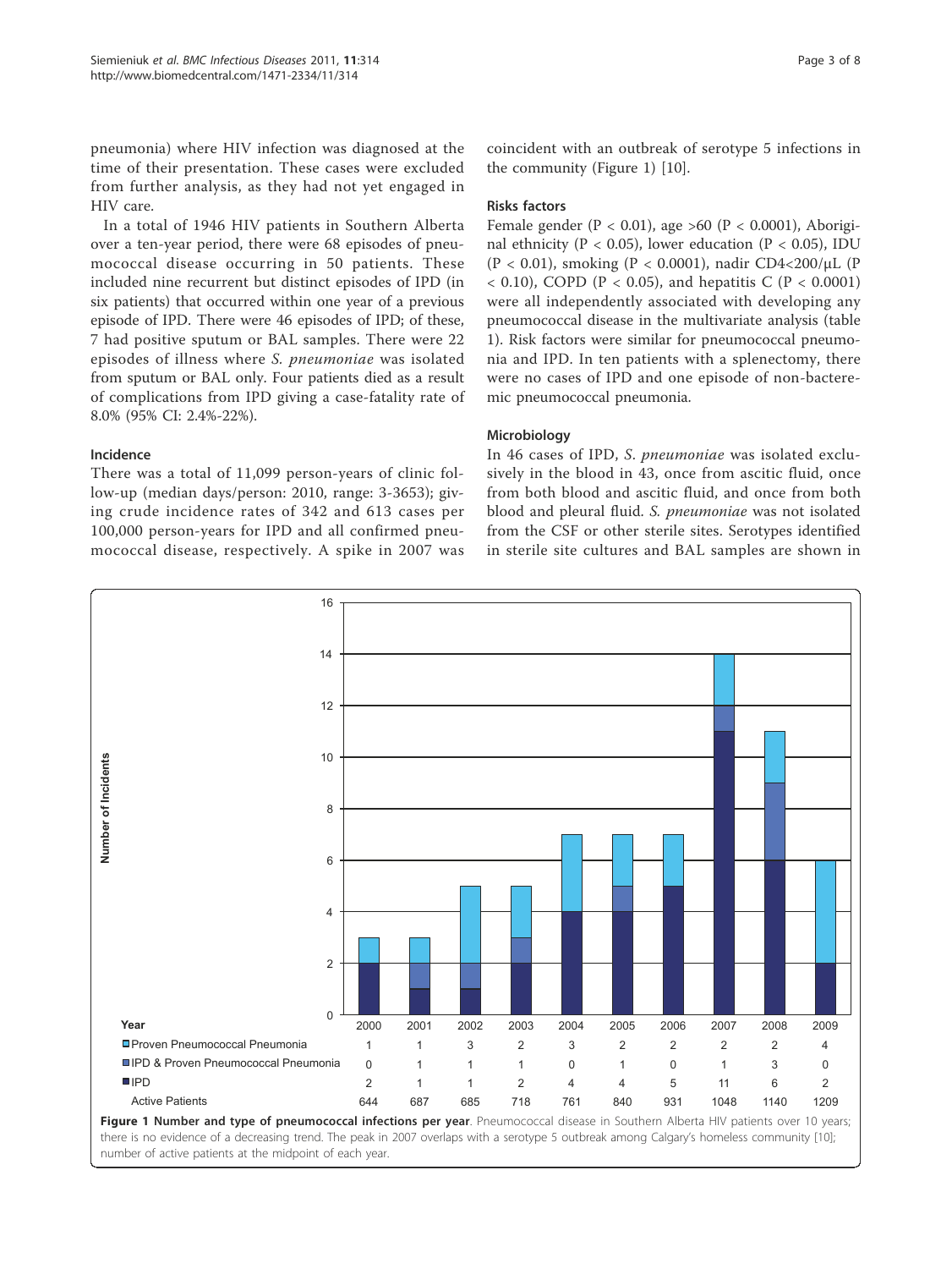pneumonia) where HIV infection was diagnosed at the time of their presentation. These cases were excluded from further analysis, as they had not yet engaged in HIV care.

In a total of 1946 HIV patients in Southern Alberta over a ten-year period, there were 68 episodes of pneumococcal disease occurring in 50 patients. These included nine recurrent but distinct episodes of IPD (in six patients) that occurred within one year of a previous episode of IPD. There were 46 episodes of IPD; of these, 7 had positive sputum or BAL samples. There were 22 episodes of illness where *S. pneumoniae* was isolated from sputum or BAL only. Four patients died as a result of complications from IPD giving a case-fatality rate of 8.0% (95% CI: 2.4%-22%).

### Incidence

There was a total of 11,099 person-years of clinic follow-up (median days/person: 2010, range: 3-3653); giving crude incidence rates of 342 and 613 cases per 100,000 person-years for IPD and all confirmed pneumococcal disease, respectively. A spike in 2007 was coincident with an outbreak of serotype 5 infections in the community (Figure 1) [10].

### Risks factors

Female gender ($P < 0.01$), age >60 ($P < 0.0001$), Aboriginal ethnicity ($P < 0.05$), lower education ($P < 0.05$), IDU ($P < 0.01$), smoking ($P < 0.0001$), nadir CD4<200/μL ($P < 0.10$), COPD ($P < 0.05$), and hepatitis C ($P < 0.0001$) were all independently associated with developing any pneumococcal disease in the multivariate analysis (table 1). Risk factors were similar for pneumococcal pneumonia and IPD. In ten patients with a splenectomy, there were no cases of IPD and one episode of non-bacteremic pneumococcal pneumonia.

### Microbiology

In 46 cases of IPD, *S. pneumoniae* was isolated exclusively in the blood in 43, once from ascitic fluid, once from both blood and ascitic fluid, and once from both blood and pleural fluid. *S. pneumoniae* was not isolated from the CSF or other sterile sites. Serotypes identified in sterile site cultures and BAL samples are shown in

| Year | 2000 | 2001 | 2002 | 2003 | 2004 | 2005 | 2006 | 2007 | 2008 | 2009 |
|---|---|---|---|---|---|---|---|---|---|---|
| Proven Pneumococcal Pneumonia | 1 | 1 | 3 | 2 | 3 | 2 | 2 | 2 | 2 | 4 |
| IPD & Proven Pneumococcal Pneumonia | 0 | 1 | 1 | 1 | 0 | 1 | 0 | 1 | 3 | 0 |
| IPD | 2 | 1 | 1 | 2 | 4 | 4 | 5 | 11 | 6 | 2 |
| Active Patients | 644 | 687 | 685 | 718 | 761 | 840 | 931 | 1048 | 1140 | 1209 |

**Figure 1 Number and type of pneumococcal infections per year**. Pneumococcal disease in Southern Alberta HIV patients over 10 years; there is no evidence of a decreasing trend. The peak in 2007 overlaps with a serotype 5 outbreak among Calgary's homeless community [10]; number of active patients at the midpoint of each year.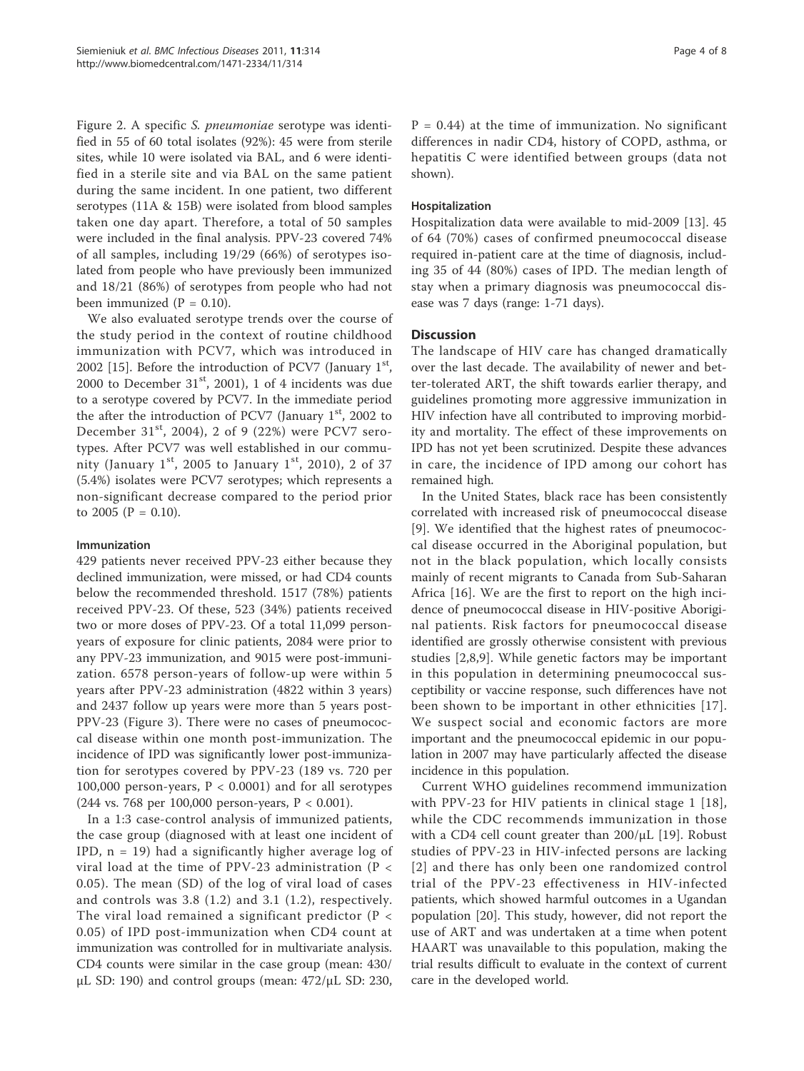Figure 2. A specific *S. pneumoniae* serotype was identified in 55 of 60 total isolates (92%): 45 were from sterile sites, while 10 were isolated via BAL, and 6 were identified in a sterile site and via BAL on the same patient during the same incident. In one patient, two different serotypes (11A & 15B) were isolated from blood samples taken one day apart. Therefore, a total of 50 samples were included in the final analysis. PPV-23 covered 74% of all samples, including 19/29 (66%) of serotypes isolated from people who have previously been immunized and 18/21 (86%) of serotypes from people who had not been immunized (P = 0.10).

We also evaluated serotype trends over the course of the study period in the context of routine childhood immunization with PCV7, which was introduced in 2002 [15]. Before the introduction of PCV7 (January 1st, 2000 to December 31st, 2001), 1 of 4 incidents was due to a serotype covered by PCV7. In the immediate period the after the introduction of PCV7 (January 1st, 2002 to December 31st, 2004), 2 of 9 (22%) were PCV7 serotypes. After PCV7 was well established in our community (January 1st, 2005 to January 1st, 2010), 2 of 37 (5.4%) isolates were PCV7 serotypes; which represents a non-significant decrease compared to the period prior to 2005 (P = 0.10).

### Immunization

429 patients never received PPV-23 either because they declined immunization, were missed, or had CD4 counts below the recommended threshold. 1517 (78%) patients received PPV-23. Of these, 523 (34%) patients received two or more doses of PPV-23. Of a total 11,099 person-years of exposure for clinic patients, 2084 were prior to any PPV-23 immunization, and 9015 were post-immunization. 6578 person-years of follow-up were within 5 years after PPV-23 administration (4822 within 3 years) and 2437 follow up years were more than 5 years post-PPV-23 (Figure 3). There were no cases of pneumococcal disease within one month post-immunization. The incidence of IPD was significantly lower post-immunization for serotypes covered by PPV-23 (189 vs. 720 per 100,000 person-years, P < 0.0001) and for all serotypes (244 vs. 768 per 100,000 person-years, P < 0.001).

In a 1:3 case-control analysis of immunized patients, the case group (diagnosed with at least one incident of IPD, n = 19) had a significantly higher average log of viral load at the time of PPV-23 administration (P < 0.05). The mean (SD) of the log of viral load of cases and controls was 3.8 (1.2) and 3.1 (1.2), respectively. The viral load remained a significant predictor (P < 0.05) of IPD post-immunization when CD4 count at immunization was controlled for in multivariate analysis. CD4 counts were similar in the case group (mean: 430/μL SD: 190) and control groups (mean: 472/μL SD: 230, P = 0.44) at the time of immunization. No significant differences in nadir CD4, history of COPD, asthma, or hepatitis C were identified between groups (data not shown).

### Hospitalization

Hospitalization data were available to mid-2009 [13]. 45 of 64 (70%) cases of confirmed pneumococcal disease required in-patient care at the time of diagnosis, including 35 of 44 (80%) cases of IPD. The median length of stay when a primary diagnosis was pneumococcal disease was 7 days (range: 1-71 days).

## Discussion

The landscape of HIV care has changed dramatically over the last decade. The availability of newer and better-tolerated ART, the shift towards earlier therapy, and guidelines promoting more aggressive immunization in HIV infection have all contributed to improving morbidity and mortality. The effect of these improvements on IPD has not yet been scrutinized. Despite these advances in care, the incidence of IPD among our cohort has remained high.

In the United States, black race has been consistently correlated with increased risk of pneumococcal disease [9]. We identified that the highest rates of pneumococcal disease occurred in the Aboriginal population, but not in the black population, which locally consists mainly of recent migrants to Canada from Sub-Saharan Africa [16]. We are the first to report on the high incidence of pneumococcal disease in HIV-positive Aboriginal patients. Risk factors for pneumococcal disease identified are grossly otherwise consistent with previous studies [2,8,9]. While genetic factors may be important in this population in determining pneumococcal susceptibility or vaccine response, such differences have not been shown to be important in other ethnicities [17]. We suspect social and economic factors are more important and the pneumococcal epidemic in our population in 2007 may have particularly affected the disease incidence in this population.

Current WHO guidelines recommend immunization with PPV-23 for HIV patients in clinical stage 1 [18], while the CDC recommends immunization in those with a CD4 cell count greater than 200/μL [19]. Robust studies of PPV-23 in HIV-infected persons are lacking [2] and there has only been one randomized control trial of the PPV-23 effectiveness in HIV-infected patients, which showed harmful outcomes in a Ugandan population [20]. This study, however, did not report the use of ART and was undertaken at a time when potent HAART was unavailable to this population, making the trial results difficult to evaluate in the context of current care in the developed world.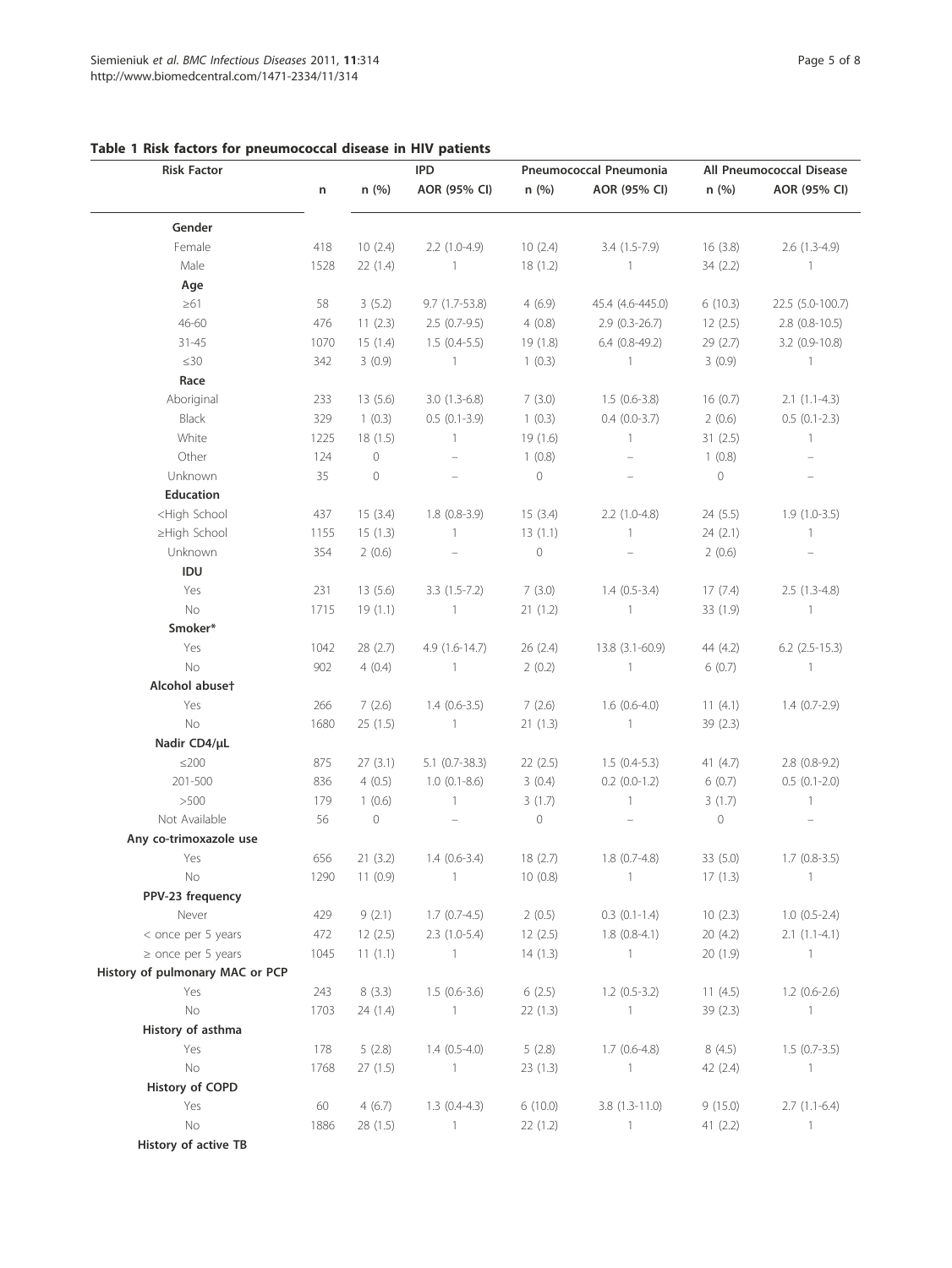**Table 1 Risk factors for pneumococcal disease in HIV patients**

| Risk Factor | | IPD | | Pneumococcal Pneumonia | | All Pneumococcal Disease | |
|---|---|---|---|---|---|---|---|
| | n | n (%) | AOR (95% CI) | n (%) | AOR (95% CI) | n (%) | AOR (95% CI) |
| **Gender** | | | | | | | |
| Female | 418 | 10 (2.4) | 2.2 (1.0-4.9) | 10 (2.4) | 3.4 (1.5-7.9) | 16 (3.8) | 2.6 (1.3-4.9) |
| Male | 1528 | 22 (1.4) | 1 | 18 (1.2) | 1 | 34 (2.2) | 1 |
| **Age** | | | | | | | |
| ≥61 | 58 | 3 (5.2) | 9.7 (1.7-53.8) | 4 (6.9) | 45.4 (4.6-445.0) | 6 (10.3) | 22.5 (5.0-100.7) |
| 46-60 | 476 | 11 (2.3) | 2.5 (0.7-9.5) | 4 (0.8) | 2.9 (0.3-26.7) | 12 (2.5) | 2.8 (0.8-10.5) |
| 31-45 | 1070 | 15 (1.4) | 1.5 (0.4-5.5) | 19 (1.8) | 6.4 (0.8-49.2) | 29 (2.7) | 3.2 (0.9-10.8) |
| ≤30 | 342 | 3 (0.9) | 1 | 1 (0.3) | 1 | 3 (0.9) | 1 |
| **Race** | | | | | | | |
| Aboriginal | 233 | 13 (5.6) | 3.0 (1.3-6.8) | 7 (3.0) | 1.5 (0.6-3.8) | 16 (0.7) | 2.1 (1.1-4.3) |
| Black | 329 | 1 (0.3) | 0.5 (0.1-3.9) | 1 (0.3) | 0.4 (0.0-3.7) | 2 (0.6) | 0.5 (0.1-2.3) |
| White | 1225 | 18 (1.5) | 1 | 19 (1.6) | 1 | 31 (2.5) | 1 |
| Other | 124 | 0 | – | 1 (0.8) | – | 1 (0.8) | – |
| Unknown | 35 | 0 | – | 0 | – | 0 | – |
| **Education** | | | | | | | |
| <High School | 437 | 15 (3.4) | 1.8 (0.8-3.9) | 15 (3.4) | 2.2 (1.0-4.8) | 24 (5.5) | 1.9 (1.0-3.5) |
| ≥High School | 1155 | 15 (1.3) | 1 | 13 (1.1) | 1 | 24 (2.1) | 1 |
| Unknown | 354 | 2 (0.6) | – | 0 | – | 2 (0.6) | – |
| **IDU** | | | | | | | |
| Yes | 231 | 13 (5.6) | 3.3 (1.5-7.2) | 7 (3.0) | 1.4 (0.5-3.4) | 17 (7.4) | 2.5 (1.3-4.8) |
| No | 1715 | 19 (1.1) | 1 | 21 (1.2) | 1 | 33 (1.9) | 1 |
| **Smoker*** | | | | | | | |
| Yes | 1042 | 28 (2.7) | 4.9 (1.6-14.7) | 26 (2.4) | 13.8 (3.1-60.9) | 44 (4.2) | 6.2 (2.5-15.3) |
| No | 902 | 4 (0.4) | 1 | 2 (0.2) | 1 | 6 (0.7) | 1 |
| **Alcohol abuse†** | | | | | | | |
| Yes | 266 | 7 (2.6) | 1.4 (0.6-3.5) | 7 (2.6) | 1.6 (0.6-4.0) | 11 (4.1) | 1.4 (0.7-2.9) |
| No | 1680 | 25 (1.5) | 1 | 21 (1.3) | 1 | 39 (2.3) | |
| **Nadir CD4/μL** | | | | | | | |
| ≤200 | 875 | 27 (3.1) | 5.1 (0.7-38.3) | 22 (2.5) | 1.5 (0.4-5.3) | 41 (4.7) | 2.8 (0.8-9.2) |
| 201-500 | 836 | 4 (0.5) | 1.0 (0.1-8.6) | 3 (0.4) | 0.2 (0.0-1.2) | 6 (0.7) | 0.5 (0.1-2.0) |
| >500 | 179 | 1 (0.6) | 1 | 3 (1.7) | 1 | 3 (1.7) | 1 |
| Not Available | 56 | 0 | – | 0 | – | 0 | – |
| **Any co-trimoxazole use** | | | | | | | |
| Yes | 656 | 21 (3.2) | 1.4 (0.6-3.4) | 18 (2.7) | 1.8 (0.7-4.8) | 33 (5.0) | 1.7 (0.8-3.5) |
| No | 1290 | 11 (0.9) | 1 | 10 (0.8) | 1 | 17 (1.3) | 1 |
| **PPV-23 frequency** | | | | | | | |
| Never | 429 | 9 (2.1) | 1.7 (0.7-4.5) | 2 (0.5) | 0.3 (0.1-1.4) | 10 (2.3) | 1.0 (0.5-2.4) |
| < once per 5 years | 472 | 12 (2.5) | 2.3 (1.0-5.4) | 12 (2.5) | 1.8 (0.8-4.1) | 20 (4.2) | 2.1 (1.1-4.1) |
| ≥ once per 5 years | 1045 | 11 (1.1) | 1 | 14 (1.3) | 1 | 20 (1.9) | 1 |
| **History of pulmonary MAC or PCP** | | | | | | | |
| Yes | 243 | 8 (3.3) | 1.5 (0.6-3.6) | 6 (2.5) | 1.2 (0.5-3.2) | 11 (4.5) | 1.2 (0.6-2.6) |
| No | 1703 | 24 (1.4) | 1 | 22 (1.3) | 1 | 39 (2.3) | 1 |
| **History of asthma** | | | | | | | |
| Yes | 178 | 5 (2.8) | 1.4 (0.5-4.0) | 5 (2.8) | 1.7 (0.6-4.8) | 8 (4.5) | 1.5 (0.7-3.5) |
| No | 1768 | 27 (1.5) | 1 | 23 (1.3) | 1 | 42 (2.4) | 1 |
| **History of COPD** | | | | | | | |
| Yes | 60 | 4 (6.7) | 1.3 (0.4-4.3) | 6 (10.0) | 3.8 (1.3-11.0) | 9 (15.0) | 2.7 (1.1-6.4) |
| No | 1886 | 28 (1.5) | 1 | 22 (1.2) | 1 | 41 (2.2) | 1 |
| **History of active TB** | | | | | | | |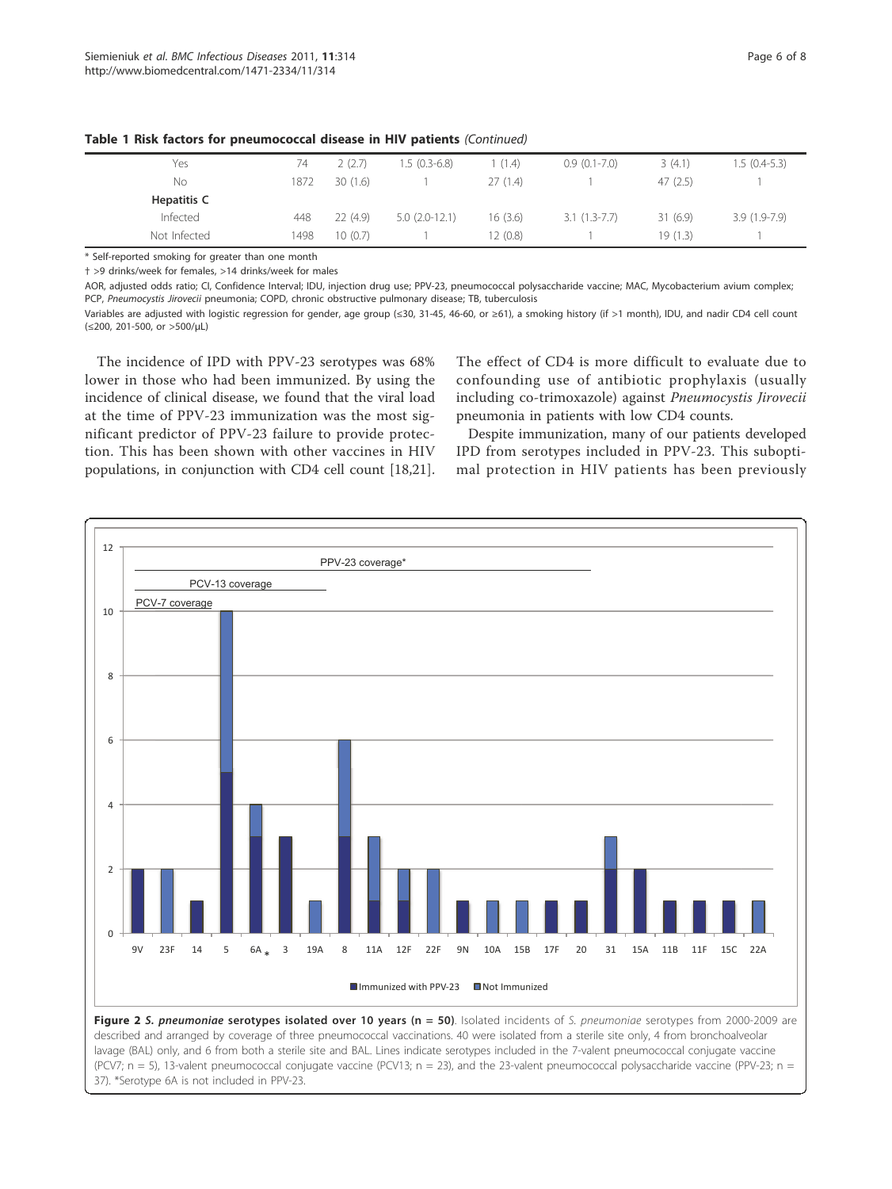**Table 1 Risk factors for pneumococcal disease in HIV patients** *(Continued)*

| | | | | | | | |
|---|---|---|---|---|---|---|---|
| Yes | 74 | 2 (2.7) | 1.5 (0.3-6.8) | 1 (1.4) | 0.9 (0.1-7.0) | 3 (4.1) | 1.5 (0.4-5.3) |
| No | 1872 | 30 (1.6) | 1 | 27 (1.4) | 1 | 47 (2.5) | 1 |
| **Hepatitis C** | | | | | | | |
| Infected | 448 | 22 (4.9) | 5.0 (2.0-12.1) | 16 (3.6) | 3.1 (1.3-7.7) | 31 (6.9) | 3.9 (1.9-7.9) |
| Not Infected | 1498 | 10 (0.7) | 1 | 12 (0.8) | 1 | 19 (1.3) | 1 |

\* Self-reported smoking for greater than one month

† >9 drinks/week for females, >14 drinks/week for males

AOR, adjusted odds ratio; CI, Confidence Interval; IDU, injection drug use; PPV-23, pneumococcal polysaccharide vaccine; MAC, Mycobacterium avium complex; PCP, *Pneumocystis Jirovecii* pneumonia; COPD, chronic obstructive pulmonary disease; TB, tuberculosis

Variables are adjusted with logistic regression for gender, age group (≤30, 31-45, 46-60, or ≥61), a smoking history (if >1 month), IDU, and nadir CD4 cell count (≤200, 201-500, or >500/μL)

The incidence of IPD with PPV-23 serotypes was 68% lower in those who had been immunized. By using the incidence of clinical disease, we found that the viral load at the time of PPV-23 immunization was the most significant predictor of PPV-23 failure to provide protection. This has been shown with other vaccines in HIV populations, in conjunction with CD4 cell count [18,21]. The effect of CD4 is more difficult to evaluate due to confounding use of antibiotic prophylaxis (usually including co-trimoxazole) against *Pneumocystis Jirovecii* pneumonia in patients with low CD4 counts.

Despite immunization, many of our patients developed IPD from serotypes included in PPV-23. This suboptimal protection in HIV patients has been previously

**Figure 2** ***S. pneumoniae*** **serotypes isolated over 10 years (n = 50)**. Isolated incidents of *S. pneumoniae* serotypes from 2000-2009 are described and arranged by coverage of three pneumococcal vaccinations. 40 were isolated from a sterile site only, 4 from bronchoalveolar lavage (BAL) only, and 6 from both a sterile site and BAL. Lines indicate serotypes included in the 7-valent pneumococcal conjugate vaccine (PCV7; n = 5), 13-valent pneumococcal conjugate vaccine (PCV13; n = 23), and the 23-valent pneumococcal polysaccharide vaccine (PPV-23; n = 37). *Serotype 6A is not included in PPV-23.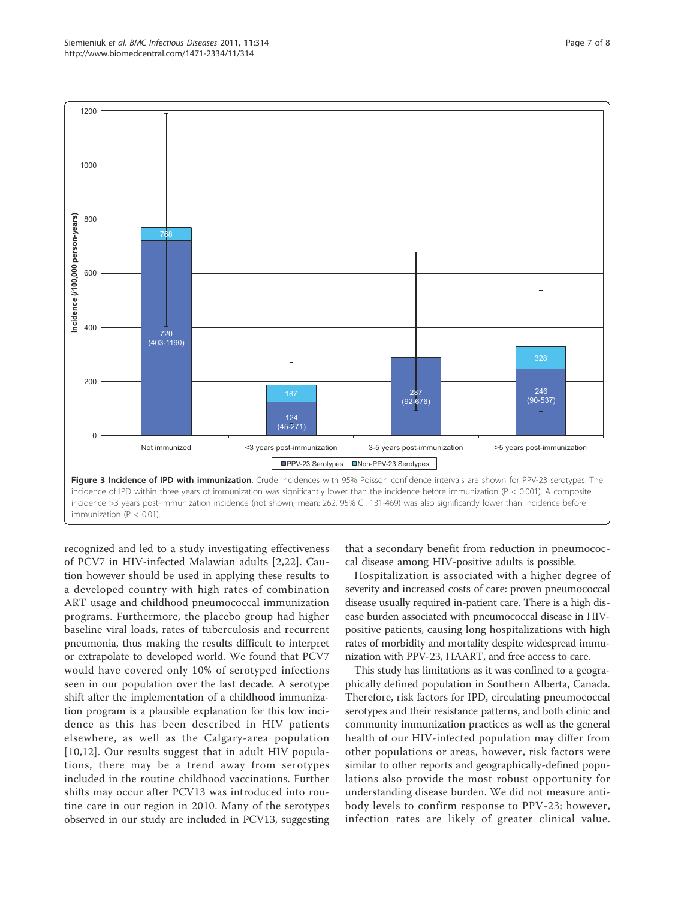**Figure 3 Incidence of IPD with immunization**. Crude incidences with 95% Poisson confidence intervals are shown for PPV-23 serotypes. The incidence of IPD within three years of immunization was significantly lower than the incidence before immunization (P < 0.001). A composite incidence >3 years post-immunization incidence (not shown; mean: 262, 95% CI: 131-469) was also significantly lower than incidence before immunization (P < 0.01).

recognized and led to a study investigating effectiveness of PCV7 in HIV-infected Malawian adults [2,22]. Caution however should be used in applying these results to a developed country with high rates of combination ART usage and childhood pneumococcal immunization programs. Furthermore, the placebo group had higher baseline viral loads, rates of tuberculosis and recurrent pneumonia, thus making the results difficult to interpret or extrapolate to developed world. We found that PCV7 would have covered only 10% of serotyped infections seen in our population over the last decade. A serotype shift after the implementation of a childhood immunization program is a plausible explanation for this low incidence as this has been described in HIV patients elsewhere, as well as the Calgary-area population [10,12]. Our results suggest that in adult HIV populations, there may be a trend away from serotypes included in the routine childhood vaccinations. Further shifts may occur after PCV13 was introduced into routine care in our region in 2010. Many of the serotypes observed in our study are included in PCV13, suggesting that a secondary benefit from reduction in pneumococcal disease among HIV-positive adults is possible.

Hospitalization is associated with a higher degree of severity and increased costs of care: proven pneumococcal disease usually required in-patient care. There is a high disease burden associated with pneumococcal disease in HIV-positive patients, causing long hospitalizations with high rates of morbidity and mortality despite widespread immunization with PPV-23, HAART, and free access to care.

This study has limitations as it was confined to a geographically defined population in Southern Alberta, Canada. Therefore, risk factors for IPD, circulating pneumococcal serotypes and their resistance patterns, and both clinic and community immunization practices as well as the general health of our HIV-infected population may differ from other populations or areas, however, risk factors were similar to other reports and geographically-defined populations also provide the most robust opportunity for understanding disease burden. We did not measure antibody levels to confirm response to PPV-23; however, infection rates are likely of greater clinical value.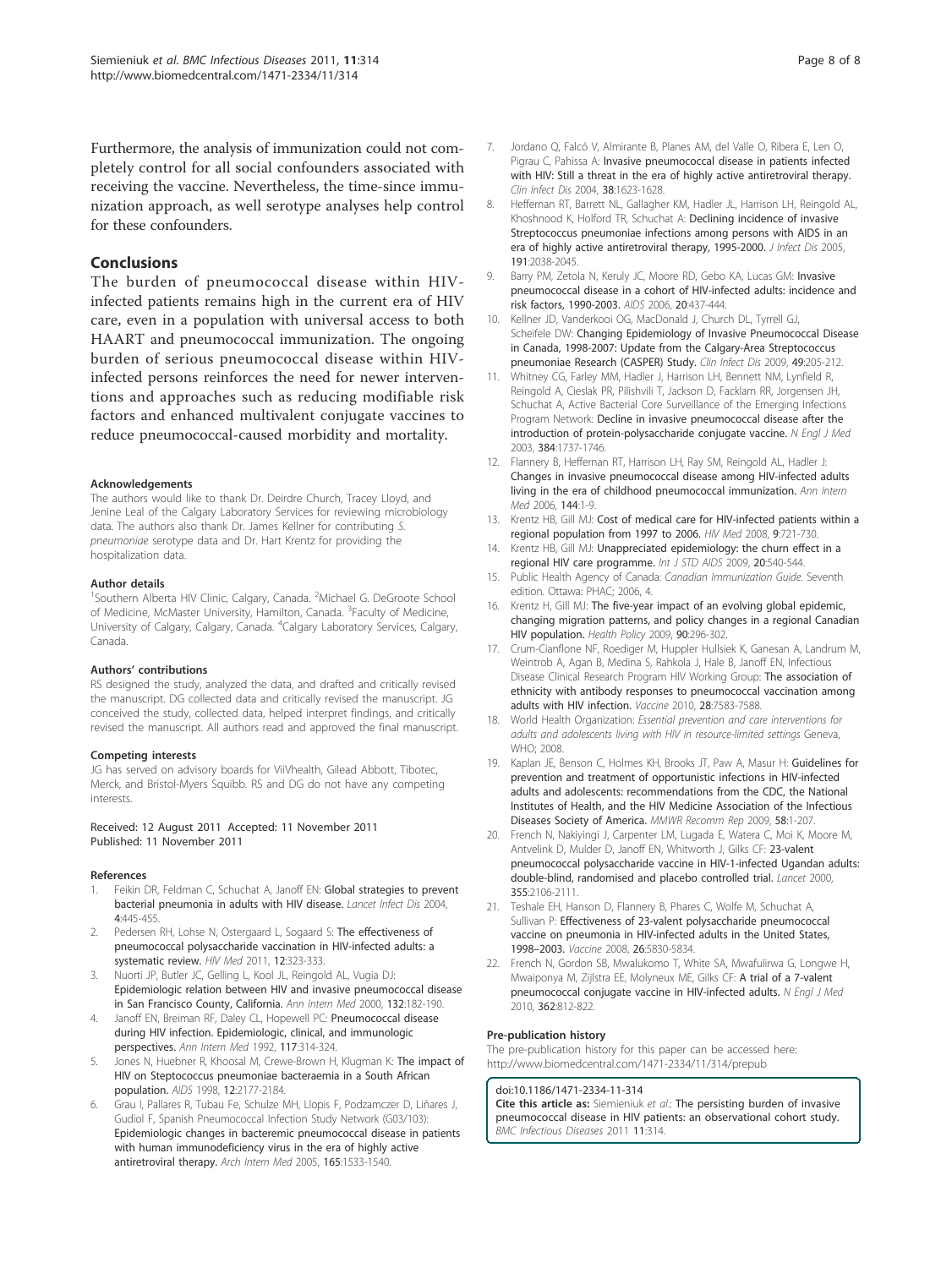Furthermore, the analysis of immunization could not completely control for all social confounders associated with receiving the vaccine. Nevertheless, the time-since immunization approach, as well serotype analyses help control for these confounders.

## Conclusions

The burden of pneumococcal disease within HIV-infected patients remains high in the current era of HIV care, even in a population with universal access to both HAART and pneumococcal immunization. The ongoing burden of serious pneumococcal disease within HIV-infected persons reinforces the need for newer interventions and approaches such as reducing modifiable risk factors and enhanced multivalent conjugate vaccines to reduce pneumococcal-caused morbidity and mortality.

#### Acknowledgements

The authors would like to thank Dr. Deirdre Church, Tracey Lloyd, and Jenine Leal of the Calgary Laboratory Services for reviewing microbiology data. The authors also thank Dr. James Kellner for contributing *S. pneumoniae* serotype data and Dr. Hart Krentz for providing the hospitalization data.

#### Author details

[1]Southern Alberta HIV Clinic, Calgary, Canada. [2]Michael G. DeGroote School of Medicine, McMaster University, Hamilton, Canada. [3]Faculty of Medicine, University of Calgary, Calgary, Canada. [4]Calgary Laboratory Services, Calgary, Canada.

#### Authors' contributions

RS designed the study, analyzed the data, and drafted and critically revised the manuscript. DG collected data and critically revised the manuscript. JG conceived the study, collected data, helped interpret findings, and critically revised the manuscript. All authors read and approved the final manuscript.

#### Competing interests

JG has served on advisory boards for ViiVhealth, Gilead Abbott, Tibotec, Merck, and Bristol-Myers Squibb. RS and DG do not have any competing interests.

Received: 12 August 2011 Accepted: 11 November 2011
Published: 11 November 2011

#### References

1. Feikin DR, Feldman C, Schuchat A, Janoff EN: **Global strategies to prevent bacterial pneumonia in adults with HIV disease.** *Lancet Infect Dis* 2004, **4**:445-455.
2. Pedersen RH, Lohse N, Ostergaard L, Sogaard S: **The effectiveness of pneumococcal polysaccharide vaccination in HIV-infected adults: a systematic review.** *HIV Med* 2011, **12**:323-333.
3. Nuorti JP, Butler JC, Gelling L, Kool JL, Reingold AL, Vugia DJ: **Epidemiologic relation between HIV and invasive pneumococcal disease in San Francisco County, California.** *Ann Intern Med* 2000, **132**:182-190.
4. Janoff EN, Breiman RF, Daley CL, Hopewell PC: **Pneumococcal disease during HIV infection. Epidemiologic, clinical, and immunologic perspectives.** *Ann Intern Med* 1992, **117**:314-324.
5. Jones N, Huebner R, Khoosal M, Crewe-Brown H, Klugman K: **The impact of HIV on Steptococcus pneumoniae bacteraemia in a South African population.** *AIDS* 1998, **12**:2177-2184.
6. Grau I, Pallares R, Tubau Fe, Schulze MH, Llopis F, Podzamczer D, Liñares J, Gudiol F, Spanish Pneumococcal Infection Study Network (G03/103): **Epidemiologic changes in bacteremic pneumococcal disease in patients with human immunodeficiency virus in the era of highly active antiretroviral therapy.** *Arch Intern Med* 2005, **165**:1533-1540.
7. Jordano Q, Falcó V, Almirante B, Planes AM, del Valle O, Ribera E, Len O, Pigrau C, Pahissa A: **Invasive pneumococcal disease in patients infected with HIV: Still a threat in the era of highly active antiretroviral therapy.** *Clin Infect Dis* 2004, **38**:1623-1628.
8. Heffernan RT, Barrett NL, Gallagher KM, Hadler JL, Harrison LH, Reingold AL, Khoshnood K, Holford TR, Schuchat A: **Declining incidence of invasive Streptococcus pneumoniae infections among persons with AIDS in an era of highly active antiretroviral therapy, 1995-2000.** *J Infect Dis* 2005, **191**:2038-2045.
9. Barry PM, Zetola N, Keruly JC, Moore RD, Gebo KA, Lucas GM: **Invasive pneumococcal disease in a cohort of HIV-infected adults: incidence and risk factors, 1990-2003.** *AIDS* 2006, **20**:437-444.
10. Kellner JD, Vanderkooi OG, MacDonald J, Church DL, Tyrrell GJ, Scheifele DW: **Changing Epidemiology of Invasive Pneumococcal Disease in Canada, 1998-2007: Update from the Calgary-Area Streptococcus pneumoniae Research (CASPER) Study.** *Clin Infect Dis* 2009, **49**:205-212.
11. Whitney CG, Farley MM, Hadler J, Harrison LH, Bennett NM, Lynfield R, Reingold A, Cieslak PR, Pilishvili T, Jackson D, Facklam RR, Jorgensen JH, Schuchat A, Active Bacterial Core Surveillance of the Emerging Infections Program Network: **Decline in invasive pneumococcal disease after the introduction of protein-polysaccharide conjugate vaccine.** *N Engl J Med* 2003, **384**:1737-1746.
12. Flannery B, Heffernan RT, Harrison LH, Ray SM, Reingold AL, Hadler J: **Changes in invasive pneumococcal disease among HIV-infected adults living in the era of childhood pneumococcal immunization.** *Ann Intern Med* 2006, **144**:1-9.
13. Krentz HB, Gill MJ: **Cost of medical care for HIV-infected patients within a regional population from 1997 to 2006.** *HIV Med* 2008, **9**:721-730.
14. Krentz HB, Gill MJ: **Unappreciated epidemiology: the churn effect in a regional HIV care programme.** *Int J STD AIDS* 2009, **20**:540-544.
15. Public Health Agency of Canada: *Canadian Immunization Guide.* Seventh edition. Ottawa: PHAC; 2006, 4.
16. Krentz H, Gill MJ: **The five-year impact of an evolving global epidemic, changing migration patterns, and policy changes in a regional Canadian HIV population.** *Health Policy* 2009, **90**:296-302.
17. Crum-Cianflone NF, Roediger M, Huppler Hullsiek K, Ganesan A, Landrum M, Weintrob A, Agan B, Medina S, Rahkola J, Hale B, Janoff EN, Infectious Disease Clinical Research Program HIV Working Group: **The association of ethnicity with antibody responses to pneumococcal vaccination among adults with HIV infection.** *Vaccine* 2010, **28**:7583-7588.
18. World Health Organization: *Essential prevention and care interventions for adults and adolescents living with HIV in resource-limited settings* Geneva, WHO; 2008.
19. Kaplan JE, Benson C, Holmes KH, Brooks JT, Paw A, Masur H: **Guidelines for prevention and treatment of opportunistic infections in HIV-infected adults and adolescents: recommendations from the CDC, the National Institutes of Health, and the HIV Medicine Association of the Infectious Diseases Society of America.** *MMWR Recomm Rep* 2009, **58**:1-207.
20. French N, Nakiyingi J, Carpenter LM, Lugada E, Watera C, Moi K, Moore M, Antvelink D, Mulder D, Janoff EN, Whitworth J, Gilks CF: **23-valent pneumococcal polysaccharide vaccine in HIV-1-infected Ugandan adults: double-blind, randomised and placebo controlled trial.** *Lancet* 2000, **355**:2106-2111.
21. Teshale EH, Hanson D, Flannery B, Phares C, Wolfe M, Schuchat A, Sullivan P: **Effectiveness of 23-valent polysaccharide pneumococcal vaccine on pneumonia in HIV-infected adults in the United States, 1998–2003.** *Vaccine* 2008, **26**:5830-5834.
22. French N, Gordon SB, Mwalukomo T, White SA, Mwafulirwa G, Longwe H, Mwaiponya M, Zijlstra EE, Molyneux ME, Gilks CF: **A trial of a 7-valent pneumococcal conjugate vaccine in HIV-infected adults.** *N Engl J Med* 2010, **362**:812-822.

#### Pre-publication history

The pre-publication history for this paper can be accessed here:
http://www.biomedcentral.com/1471-2334/11/314/prepub

doi:10.1186/1471-2334-11-314
**Cite this article as:** Siemieniuk *et al.*: The persisting burden of invasive pneumococcal disease in HIV patients: an observational cohort study. *BMC Infectious Diseases* 2011 **11**:314.